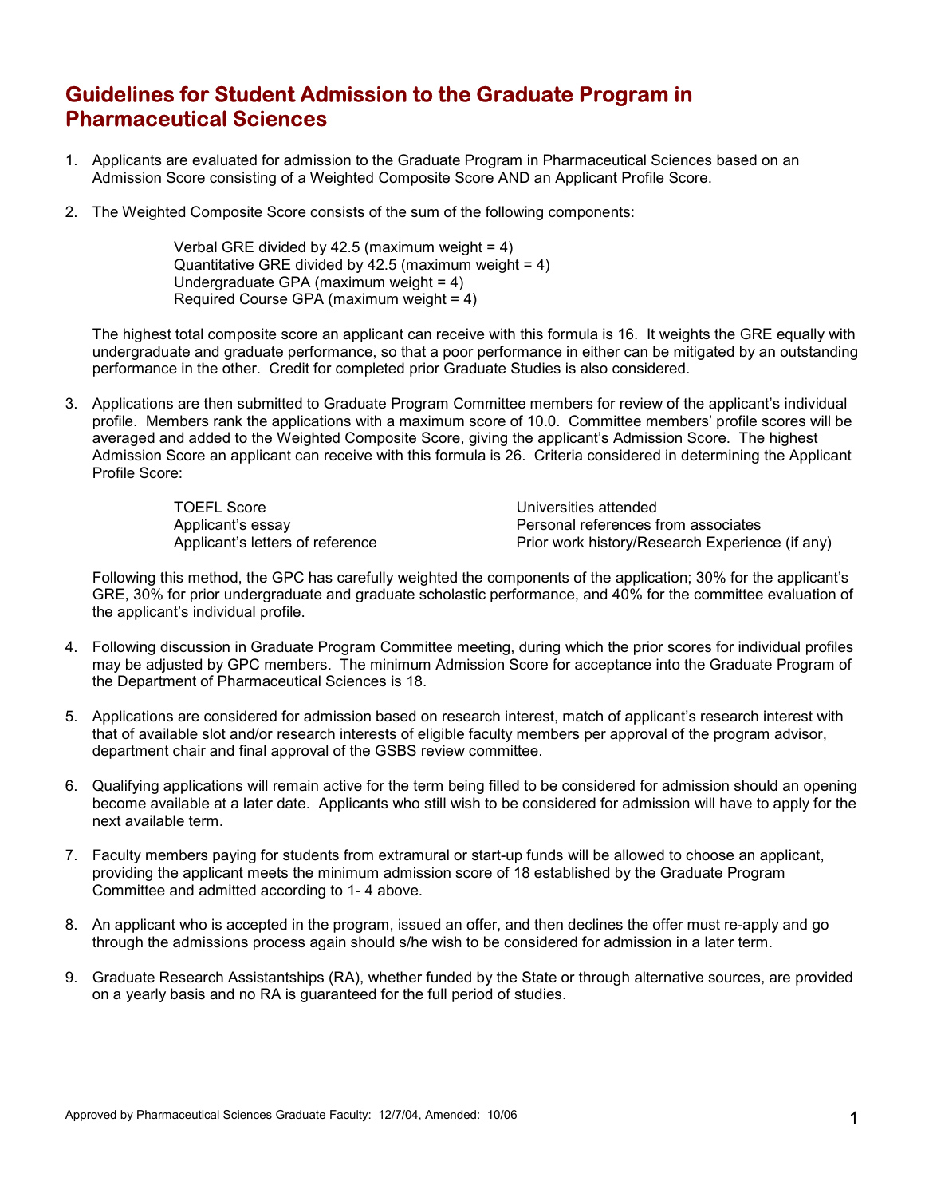# Guidelines for Student Admission to the Graduate Program in Pharmaceutical Sciences

1. Applicants are evaluated for admission to the Graduate Program in Pharmaceutical Sciences based on an Admission Score consisting of a Weighted Composite Score AND an Applicant Profile Score.

2. The Weighted Composite Score consists of the sum of the following components:

   Verbal GRE divided by 42.5 (maximum weight = 4)
   Quantitative GRE divided by 42.5 (maximum weight = 4)
   Undergraduate GPA (maximum weight = 4)
   Required Course GPA (maximum weight = 4)

   The highest total composite score an applicant can receive with this formula is 16. It weights the GRE equally with undergraduate and graduate performance, so that a poor performance in either can be mitigated by an outstanding performance in the other. Credit for completed prior Graduate Studies is also considered.

3. Applications are then submitted to Graduate Program Committee members for review of the applicant's individual profile. Members rank the applications with a maximum score of 10.0. Committee members' profile scores will be averaged and added to the Weighted Composite Score, giving the applicant's Admission Score. The highest Admission Score an applicant can receive with this formula is 26. Criteria considered in determining the Applicant Profile Score:

   - TOEFL Score
   - Applicant's essay
   - Applicant's letters of reference
   - Universities attended
   - Personal references from associates
   - Prior work history/Research Experience (if any)

   Following this method, the GPC has carefully weighted the components of the application; 30% for the applicant's GRE, 30% for prior undergraduate and graduate scholastic performance, and 40% for the committee evaluation of the applicant's individual profile.

4. Following discussion in Graduate Program Committee meeting, during which the prior scores for individual profiles may be adjusted by GPC members. The minimum Admission Score for acceptance into the Graduate Program of the Department of Pharmaceutical Sciences is 18.

5. Applications are considered for admission based on research interest, match of applicant's research interest with that of available slot and/or research interests of eligible faculty members per approval of the program advisor, department chair and final approval of the GSBS review committee.

6. Qualifying applications will remain active for the term being filled to be considered for admission should an opening become available at a later date. Applicants who still wish to be considered for admission will have to apply for the next available term.

7. Faculty members paying for students from extramural or start-up funds will be allowed to choose an applicant, providing the applicant meets the minimum admission score of 18 established by the Graduate Program Committee and admitted according to 1- 4 above.

8. An applicant who is accepted in the program, issued an offer, and then declines the offer must re-apply and go through the admissions process again should s/he wish to be considered for admission in a later term.

9. Graduate Research Assistantships (RA), whether funded by the State or through alternative sources, are provided on a yearly basis and no RA is guaranteed for the full period of studies.

Approved by Pharmaceutical Sciences Graduate Faculty: 12/7/04, Amended: 10/06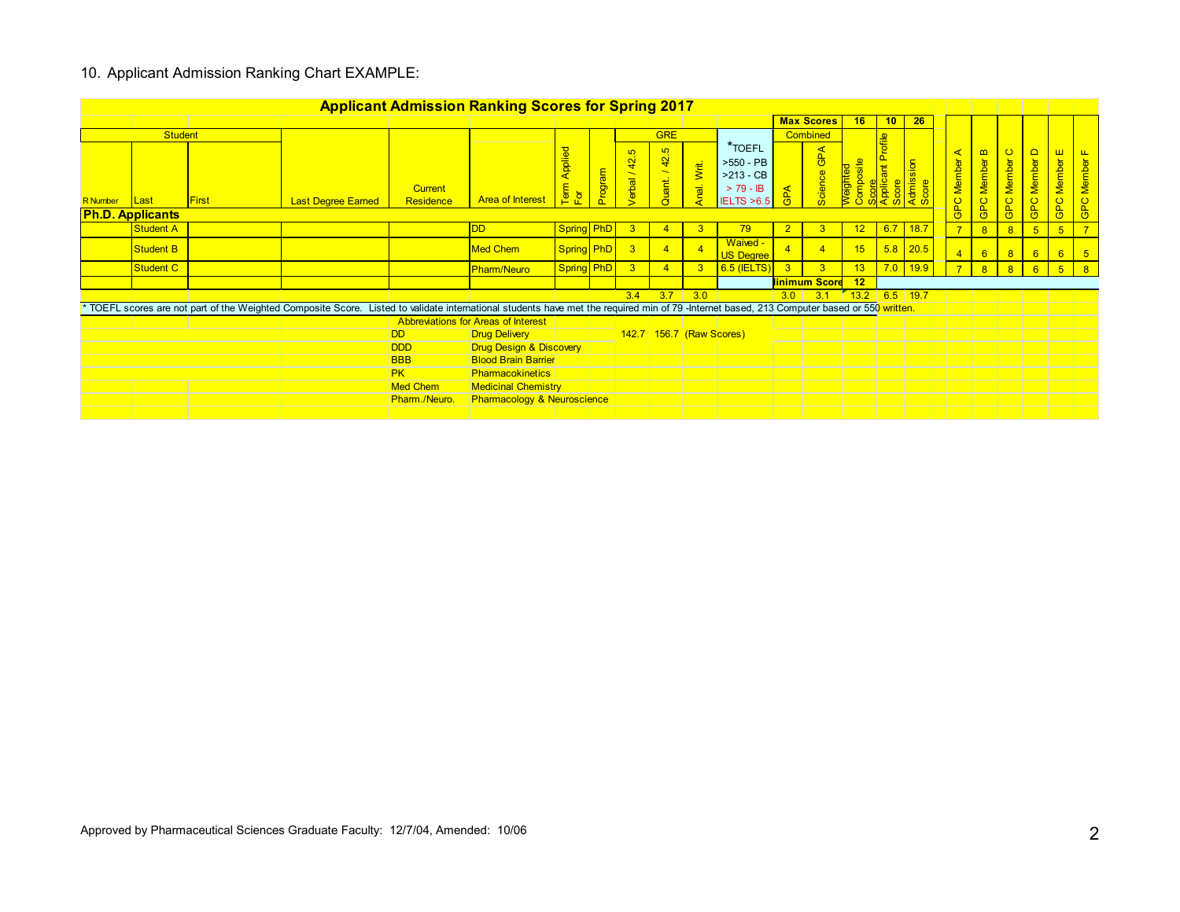10. Applicant Admission Ranking Chart EXAMPLE:

**Applicant Admission Ranking Scores for Spring 2017**

| Student | | | | | | | | GRE | | | | Combined | | | | | | | | | | |
|---|---|---|---|---|---|---|---|---|---|---|---|---|---|---|---|---|---|---|---|---|---|---|
| | | | | | | | | | | | | Max Scores | | 16 | 10 | 26 | | | | | | |
| R Number | Last | First | Last Degree Earned | Current Residence | Area of Interest | Term Applied For | Program | Verbal / 42.5 | Quant. / 42.5 | Anal. Writ. | *TOEFL >550 - PB >213 - CB > 79 - IB IELTS >6.5 | GPA | Science GPA | Weighted Composite Score | Applicant Profile Score | Admission Score | GPC Member A | GPC Member B | GPC Member C | GPC Member D | GPC Member E | GPC Member F |
| **Ph.D. Applicants** | | | | | | | | | | | | | | | | | | | | | | |
| | Student A | | | | DD | Spring | PhD | 3 | 4 | 3 | 79 | 2 | 3 | 12 | 6.7 | 18.7 | 7 | 8 | 8 | 5 | 5 | 7 |
| | Student B | | | | Med Chem | Spring | PhD | 3 | 4 | 4 | Waived - US Degree | 4 | 4 | 15 | 5.8 | 20.5 | 4 | 6 | 8 | 6 | 6 | 5 |
| | Student C | | | | Pharm/Neuro | Spring | PhD | 3 | 4 | 3 | 6.5 (IELTS) | 3 | 3 | 13 | 7.0 | 19.9 | 7 | 8 | 8 | 6 | 5 | 8 |
| | | | | | | | | | | | | Minimum Score | | 12 | | | | | | | | |
| | | | | | | | | 3.4 | 3.7 | 3.0 | | 3.0 | 3.1 | 13.2 | 6.5 | 19.7 | | | | | | |

* TOEFL scores are not part of the Weighted Composite Score. Listed to validate international students have met the required min of 79 -Internet based, 213 Computer based or 550 written.

142.7 156.7 (Raw Scores)

| Abbreviations for Areas of Interest | |
|---|---|
| DD | Drug Delivery |
| DDD | Drug Design & Discovery |
| BBB | Blood Brain Barrier |
| PK | Pharmacokinetics |
| Med Chem | Medicinal Chemistry |
| Pharm./Neuro. | Pharmacology & Neuroscience |

Approved by Pharmaceutical Sciences Graduate Faculty: 12/7/04, Amended: 10/06